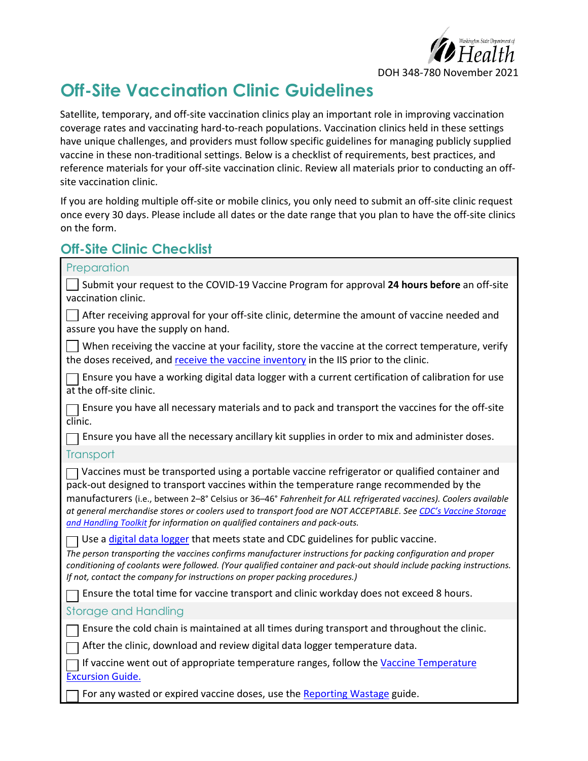DOH 348-780 November 2021

# Off-Site Vaccination Clinic Guidelines

Satellite, temporary, and off-site vaccination clinics play an important role in improving vaccination coverage rates and vaccinating hard-to-reach populations. Vaccination clinics held in these settings have unique challenges, and providers must follow specific guidelines for managing publicly supplied vaccine in these non-traditional settings. Below is a checklist of requirements, best practices, and reference materials for your off-site vaccination clinic. Review all materials prior to conducting an off-site vaccination clinic.

If you are holding multiple off-site or mobile clinics, you only need to submit an off-site clinic request once every 30 days. Please include all dates or the date range that you plan to have the off-site clinics on the form.

## Off-Site Clinic Checklist

### Preparation

- [ ] Submit your request to the COVID-19 Vaccine Program for approval **24 hours before** an off-site vaccination clinic.
- [ ] After receiving approval for your off-site clinic, determine the amount of vaccine needed and assure you have the supply on hand.
- [ ] When receiving the vaccine at your facility, store the vaccine at the correct temperature, verify the doses received, and receive the vaccine inventory in the IIS prior to the clinic.
- [ ] Ensure you have a working digital data logger with a current certification of calibration for use at the off-site clinic.
- [ ] Ensure you have all necessary materials and to pack and transport the vaccines for the off-site clinic.
- [ ] Ensure you have all the necessary ancillary kit supplies in order to mix and administer doses.

### Transport

- [ ] Vaccines must be transported using a portable vaccine refrigerator or qualified container and pack-out designed to transport vaccines within the temperature range recommended by the manufacturers (i.e., between 2–8° Celsius or 36–46° *Fahrenheit for ALL refrigerated vaccines). Coolers available at general merchandise stores or coolers used to transport food are NOT ACCEPTABLE. See CDC's Vaccine Storage and Handling Toolkit for information on qualified containers and pack-outs.*
- [ ] Use a digital data logger that meets state and CDC guidelines for public vaccine.

*The person transporting the vaccines confirms manufacturer instructions for packing configuration and proper conditioning of coolants were followed. (Your qualified container and pack-out should include packing instructions. If not, contact the company for instructions on proper packing procedures.)*

- [ ] Ensure the total time for vaccine transport and clinic workday does not exceed 8 hours.

### Storage and Handling

- [ ] Ensure the cold chain is maintained at all times during transport and throughout the clinic.
- [ ] After the clinic, download and review digital data logger temperature data.
- [ ] If vaccine went out of appropriate temperature ranges, follow the Vaccine Temperature Excursion Guide.
- [ ] For any wasted or expired vaccine doses, use the Reporting Wastage guide.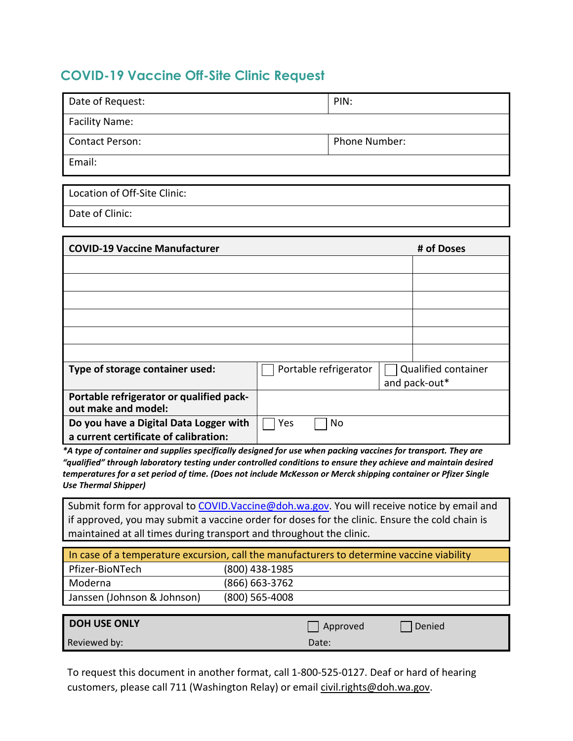## COVID-19 Vaccine Off-Site Clinic Request

| | |
|---|---|
| Date of Request: | PIN: |
| Facility Name: | |
| Contact Person: | Phone Number: |
| Email: | |

| |
|---|
| Location of Off-Site Clinic: |
| Date of Clinic: |

| **COVID-19 Vaccine Manufacturer** | | **# of Doses** |
|---|---|---|
| | | |
| | | |
| | | |
| | | |
| | | |
| | | |
| **Type of storage container used:** | ☐ Portable refrigerator | ☐ Qualified container and pack-out* |
| **Portable refrigerator or qualified pack-out make and model:** | | |
| **Do you have a Digital Data Logger with a current certificate of calibration:** | ☐ Yes ☐ No | |

***A type of container and supplies specifically designed for use when packing vaccines for transport. They are "qualified" through laboratory testing under controlled conditions to ensure they achieve and maintain desired temperatures for a set period of time. (Does not include McKesson or Merck shipping container or Pfizer Single Use Thermal Shipper)***

Submit form for approval to COVID.Vaccine@doh.wa.gov. You will receive notice by email and if approved, you may submit a vaccine order for doses for the clinic. Ensure the cold chain is maintained at all times during transport and throughout the clinic.

| In case of a temperature excursion, call the manufacturers to determine vaccine viability | |
|---|---|
| Pfizer-BioNTech | (800) 438-1985 |
| Moderna | (866) 663-3762 |
| Janssen (Johnson & Johnson) | (800) 565-4008 |

| **DOH USE ONLY** | ☐ Approved ☐ Denied |
|---|---|
| Reviewed by: | Date: |

To request this document in another format, call 1-800-525-0127. Deaf or hard of hearing customers, please call 711 (Washington Relay) or email civil.rights@doh.wa.gov.